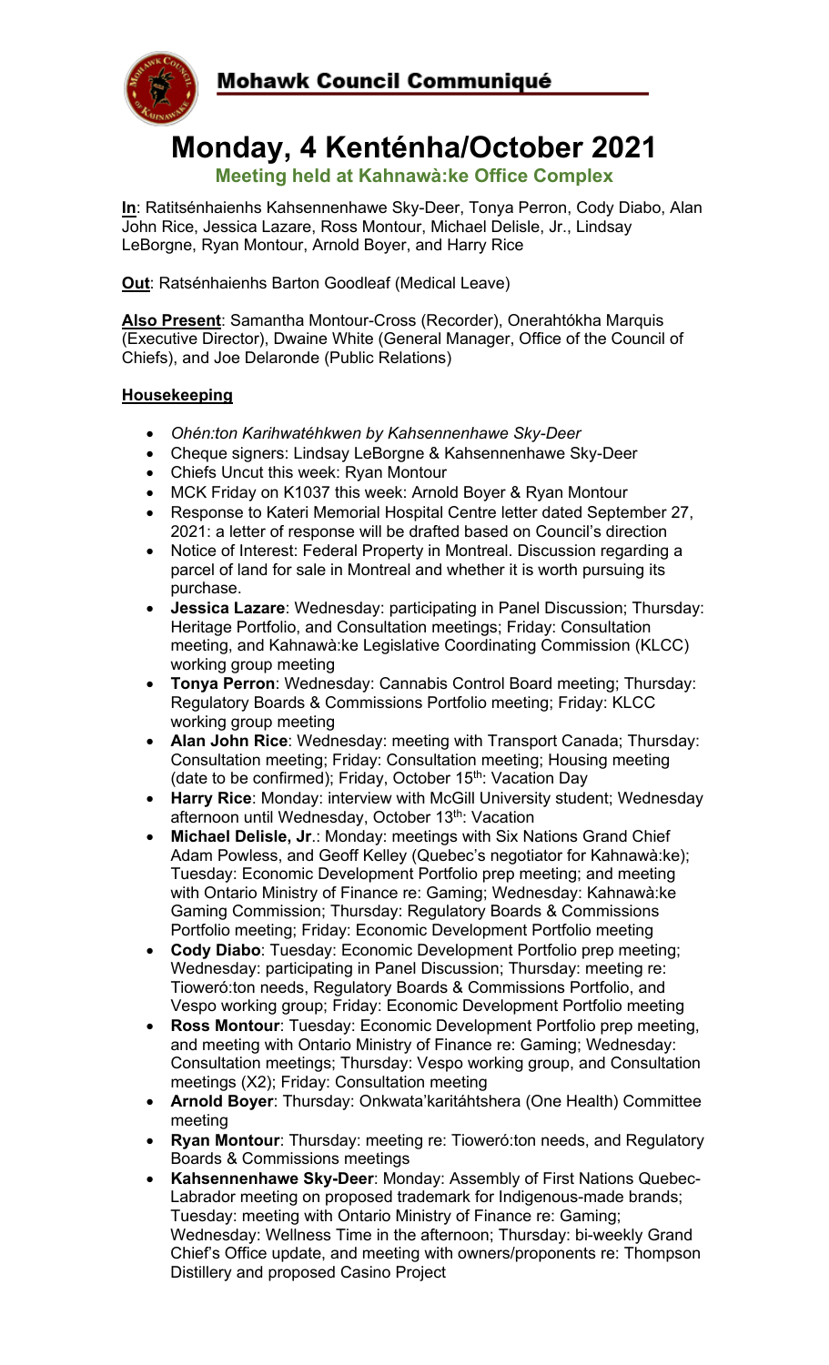# Mohawk Council Communiqué

# Monday, 4 Kenténha/October 2021

**Meeting held at Kahnawà:ke Office Complex**

**In**: Ratitsénhaienhs Kahsennenhawe Sky-Deer, Tonya Perron, Cody Diabo, Alan John Rice, Jessica Lazare, Ross Montour, Michael Delisle, Jr., Lindsay LeBorgne, Ryan Montour, Arnold Boyer, and Harry Rice

**Out**: Ratsénhaienhs Barton Goodleaf (Medical Leave)

**Also Present**: Samantha Montour-Cross (Recorder), Onerahtókha Marquis (Executive Director), Dwaine White (General Manager, Office of the Council of Chiefs), and Joe Delaronde (Public Relations)

## Housekeeping

- *Ohén:ton Karihwatéhkwen by Kahsennenhawe Sky-Deer*
- Cheque signers: Lindsay LeBorgne & Kahsennenhawe Sky-Deer
- Chiefs Uncut this week: Ryan Montour
- MCK Friday on K1037 this week: Arnold Boyer & Ryan Montour
- Response to Kateri Memorial Hospital Centre letter dated September 27, 2021: a letter of response will be drafted based on Council's direction
- Notice of Interest: Federal Property in Montreal. Discussion regarding a parcel of land for sale in Montreal and whether it is worth pursuing its purchase.
- **Jessica Lazare**: Wednesday: participating in Panel Discussion; Thursday: Heritage Portfolio, and Consultation meetings; Friday: Consultation meeting, and Kahnawà:ke Legislative Coordinating Commission (KLCC) working group meeting
- **Tonya Perron**: Wednesday: Cannabis Control Board meeting; Thursday: Regulatory Boards & Commissions Portfolio meeting; Friday: KLCC working group meeting
- **Alan John Rice**: Wednesday: meeting with Transport Canada; Thursday: Consultation meeting; Friday: Consultation meeting; Housing meeting (date to be confirmed); Friday, October 15th: Vacation Day
- **Harry Rice**: Monday: interview with McGill University student; Wednesday afternoon until Wednesday, October 13th: Vacation
- **Michael Delisle, Jr**.: Monday: meetings with Six Nations Grand Chief Adam Powless, and Geoff Kelley (Quebec's negotiator for Kahnawà:ke); Tuesday: Economic Development Portfolio prep meeting; and meeting with Ontario Ministry of Finance re: Gaming; Wednesday: Kahnawà:ke Gaming Commission; Thursday: Regulatory Boards & Commissions Portfolio meeting; Friday: Economic Development Portfolio meeting
- **Cody Diabo**: Tuesday: Economic Development Portfolio prep meeting; Wednesday: participating in Panel Discussion; Thursday: meeting re: Tioweró:ton needs, Regulatory Boards & Commissions Portfolio, and Vespo working group; Friday: Economic Development Portfolio meeting
- **Ross Montour**: Tuesday: Economic Development Portfolio prep meeting, and meeting with Ontario Ministry of Finance re: Gaming; Wednesday: Consultation meetings; Thursday: Vespo working group, and Consultation meetings (X2); Friday: Consultation meeting
- **Arnold Boyer**: Thursday: Onkwata'karitáhtshera (One Health) Committee meeting
- **Ryan Montour**: Thursday: meeting re: Tioweró:ton needs, and Regulatory Boards & Commissions meetings
- **Kahsennenhawe Sky-Deer**: Monday: Assembly of First Nations Quebec-Labrador meeting on proposed trademark for Indigenous-made brands; Tuesday: meeting with Ontario Ministry of Finance re: Gaming; Wednesday: Wellness Time in the afternoon; Thursday: bi-weekly Grand Chief's Office update, and meeting with owners/proponents re: Thompson Distillery and proposed Casino Project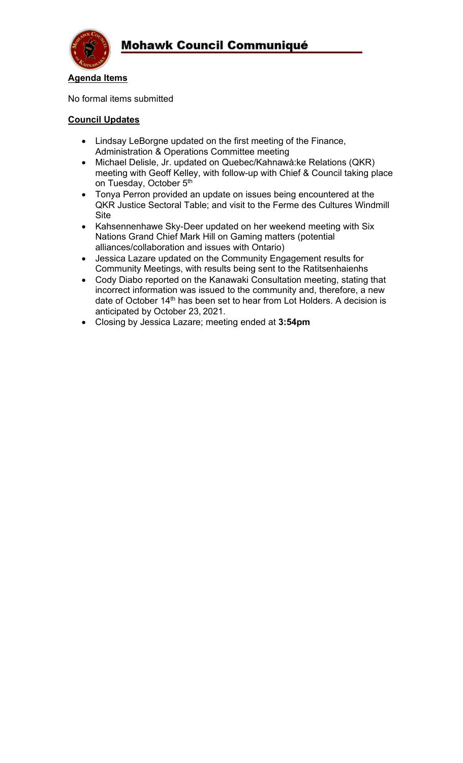**Agenda Items**

No formal items submitted

**Council Updates**

- Lindsay LeBorgne updated on the first meeting of the Finance, Administration & Operations Committee meeting
- Michael Delisle, Jr. updated on Quebec/Kahnawà:ke Relations (QKR) meeting with Geoff Kelley, with follow-up with Chief & Council taking place on Tuesday, October 5th
- Tonya Perron provided an update on issues being encountered at the QKR Justice Sectoral Table; and visit to the Ferme des Cultures Windmill Site
- Kahsennenhawe Sky-Deer updated on her weekend meeting with Six Nations Grand Chief Mark Hill on Gaming matters (potential alliances/collaboration and issues with Ontario)
- Jessica Lazare updated on the Community Engagement results for Community Meetings, with results being sent to the Ratitsenhaienhs
- Cody Diabo reported on the Kanawaki Consultation meeting, stating that incorrect information was issued to the community and, therefore, a new date of October 14th has been set to hear from Lot Holders. A decision is anticipated by October 23, 2021.
- Closing by Jessica Lazare; meeting ended at **3:54pm**